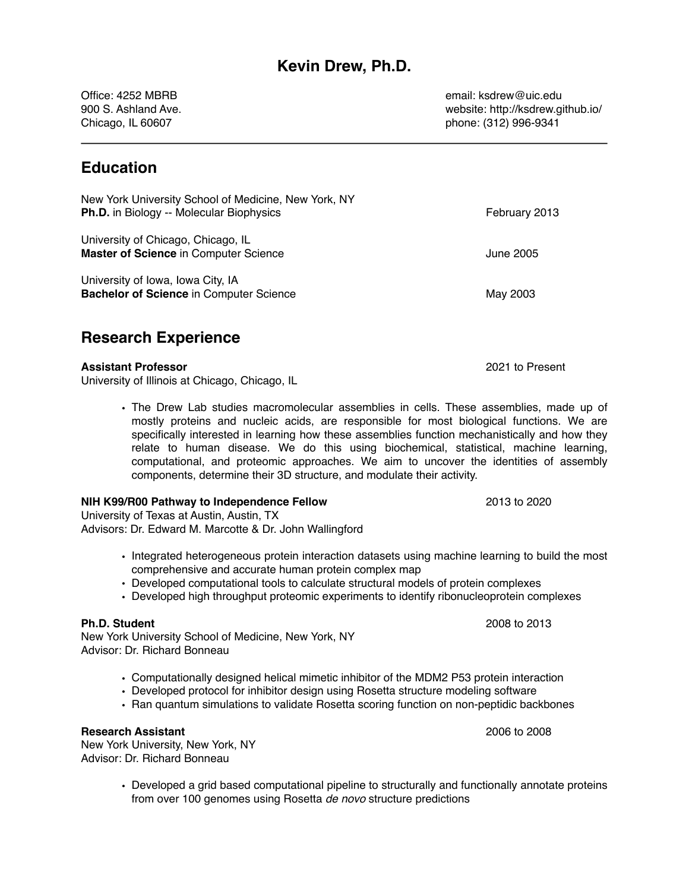# Kevin Drew, Ph.D.

Office: 4252 MBRB
900 S. Ashland Ave.
Chicago, IL 60607

email: ksdrew@uic.edu
website: http://ksdrew.github.io/
phone: (312) 996-9341

---

## Education

New York University School of Medicine, New York, NY
**Ph.D.** in Biology -- Molecular Biophysics — February 2013

University of Chicago, Chicago, IL
**Master of Science** in Computer Science — June 2005

University of Iowa, Iowa City, IA
**Bachelor of Science** in Computer Science — May 2003

## Research Experience

**Assistant Professor** — 2021 to Present
University of Illinois at Chicago, Chicago, IL

- The Drew Lab studies macromolecular assemblies in cells. These assemblies, made up of mostly proteins and nucleic acids, are responsible for most biological functions. We are specifically interested in learning how these assemblies function mechanistically and how they relate to human disease. We do this using biochemical, statistical, machine learning, computational, and proteomic approaches. We aim to uncover the identities of assembly components, determine their 3D structure, and modulate their activity.

**NIH K99/R00 Pathway to Independence Fellow** — 2013 to 2020
University of Texas at Austin, Austin, TX
Advisors: Dr. Edward M. Marcotte & Dr. John Wallingford

- Integrated heterogeneous protein interaction datasets using machine learning to build the most comprehensive and accurate human protein complex map
- Developed computational tools to calculate structural models of protein complexes
- Developed high throughput proteomic experiments to identify ribonucleoprotein complexes

**Ph.D. Student** — 2008 to 2013
New York University School of Medicine, New York, NY
Advisor: Dr. Richard Bonneau

- Computationally designed helical mimetic inhibitor of the MDM2 P53 protein interaction
- Developed protocol for inhibitor design using Rosetta structure modeling software
- Ran quantum simulations to validate Rosetta scoring function on non-peptidic backbones

**Research Assistant** — 2006 to 2008
New York University, New York, NY
Advisor: Dr. Richard Bonneau

- Developed a grid based computational pipeline to structurally and functionally annotate proteins from over 100 genomes using Rosetta *de novo* structure predictions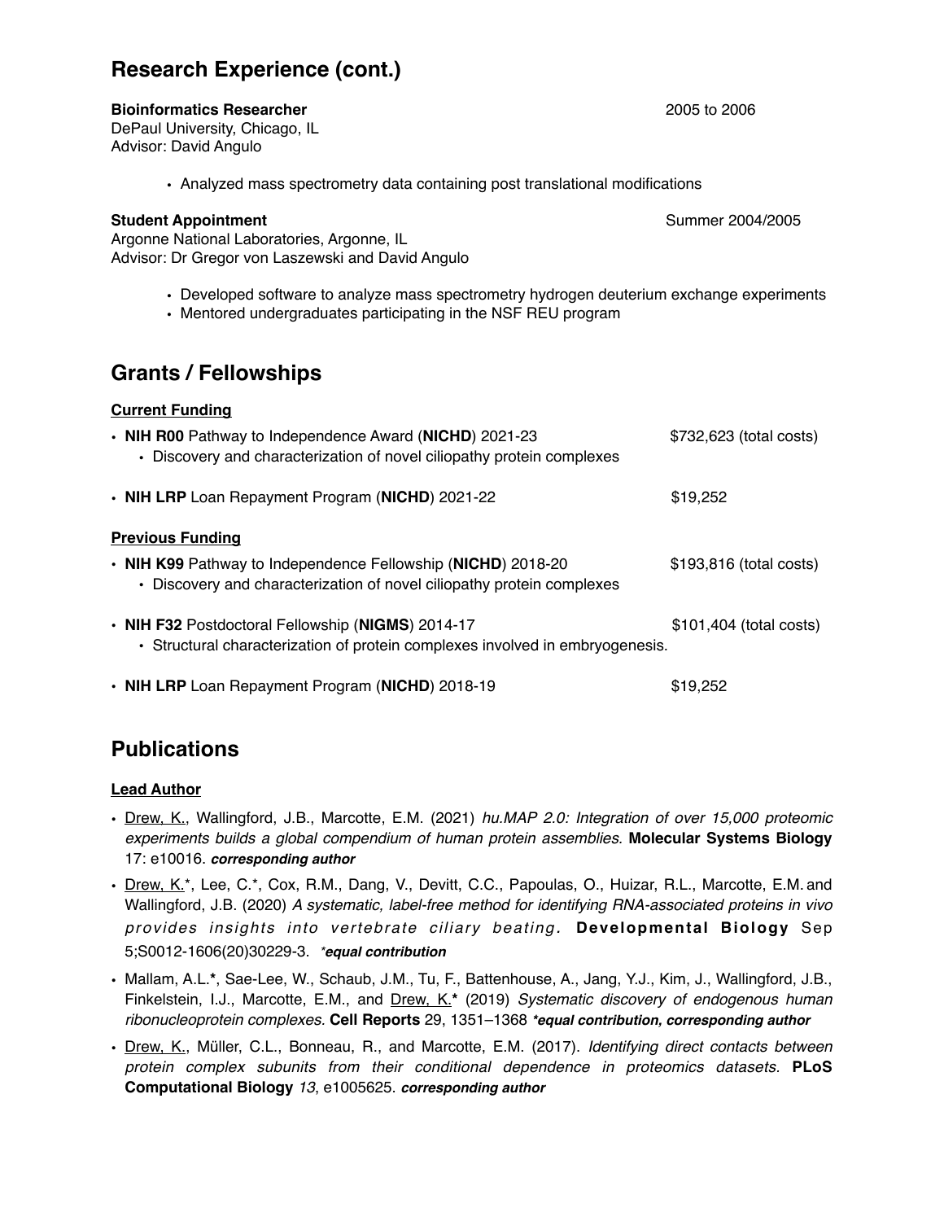## Research Experience (cont.)

**Bioinformatics Researcher** 2005 to 2006
DePaul University, Chicago, IL
Advisor: David Angulo

- Analyzed mass spectrometry data containing post translational modifications

**Student Appointment** Summer 2004/2005
Argonne National Laboratories, Argonne, IL
Advisor: Dr Gregor von Laszewski and David Angulo

- Developed software to analyze mass spectrometry hydrogen deuterium exchange experiments
- Mentored undergraduates participating in the NSF REU program

## Grants / Fellowships

**Current Funding**

- **NIH R00** Pathway to Independence Award (**NICHD**) 2021-23 — $732,623 (total costs)
  - Discovery and characterization of novel ciliopathy protein complexes
- **NIH LRP** Loan Repayment Program (**NICHD**) 2021-22 — $19,252

**Previous Funding**

- **NIH K99** Pathway to Independence Fellowship (**NICHD**) 2018-20 — $193,816 (total costs)
  - Discovery and characterization of novel ciliopathy protein complexes
- **NIH F32** Postdoctoral Fellowship (**NIGMS**) 2014-17 — $101,404 (total costs)
  - Structural characterization of protein complexes involved in embryogenesis.
- **NIH LRP** Loan Repayment Program (**NICHD**) 2018-19 — $19,252

## Publications

**Lead Author**

- Drew, K., Wallingford, J.B., Marcotte, E.M. (2021) *hu.MAP 2.0: Integration of over 15,000 proteomic experiments builds a global compendium of human protein assemblies.* **Molecular Systems Biology** 17: e10016. ***corresponding author***
- Drew, K.*, Lee, C.*, Cox, R.M., Dang, V., Devitt, C.C., Papoulas, O., Huizar, R.L., Marcotte, E.M. and Wallingford, J.B. (2020) *A systematic, label-free method for identifying RNA-associated proteins in vivo provides insights into vertebrate ciliary beating.* **Developmental Biology** Sep 5;S0012-1606(20)30229-3. ****equal contribution***
- Mallam, A.L.**\***, Sae-Lee, W., Schaub, J.M., Tu, F., Battenhouse, A., Jang, Y.J., Kim, J., Wallingford, J.B., Finkelstein, I.J., Marcotte, E.M., and Drew, K.**\*** (2019) *Systematic discovery of endogenous human ribonucleoprotein complexes.* **Cell Reports** 29, 1351–1368 ****equal contribution, corresponding author***
- Drew, K., Müller, C.L., Bonneau, R., and Marcotte, E.M. (2017). *Identifying direct contacts between protein complex subunits from their conditional dependence in proteomics datasets.* **PLoS Computational Biology** *13*, e1005625. ***corresponding author***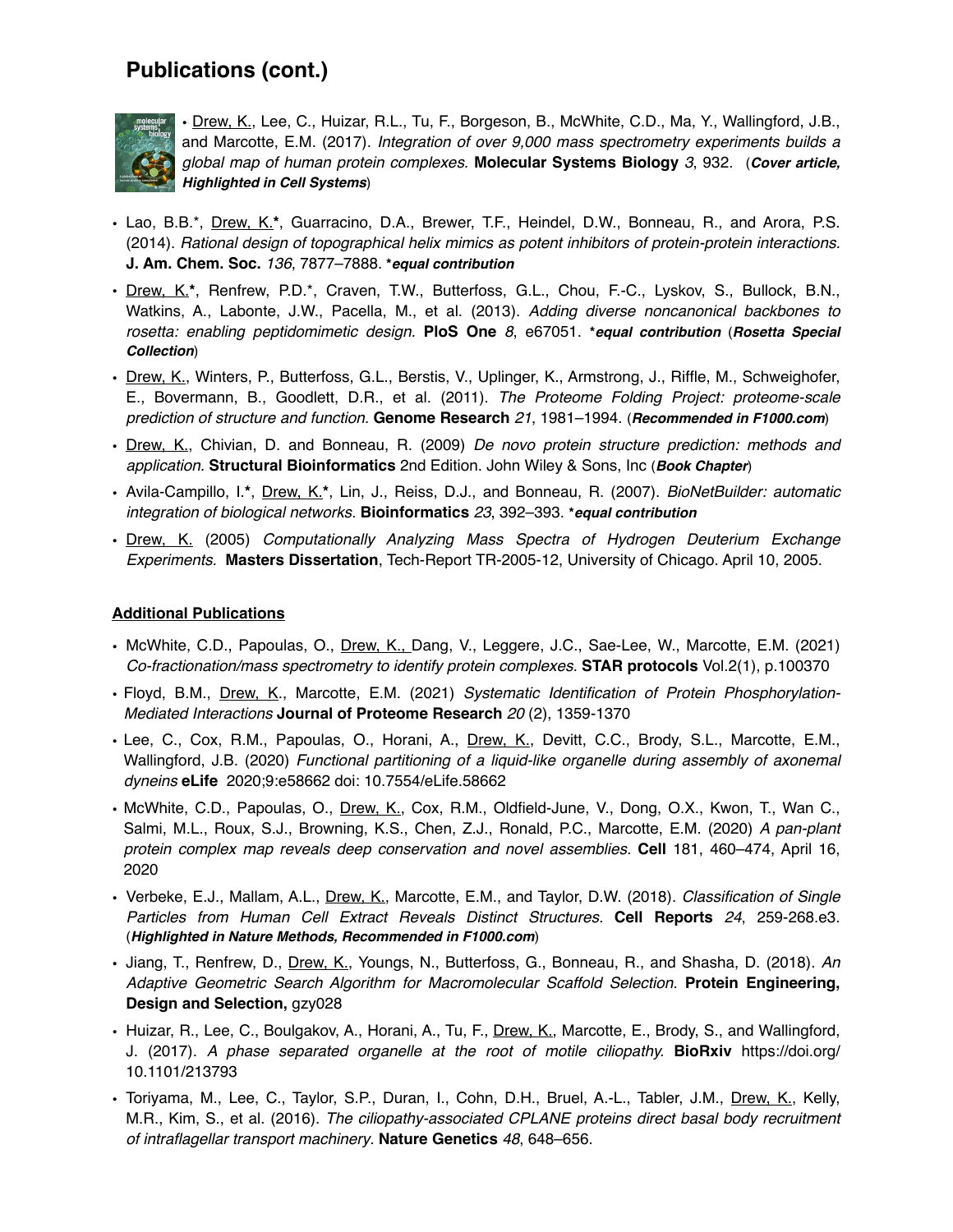## Publications (cont.)

- Drew, K., Lee, C., Huizar, R.L., Tu, F., Borgeson, B., McWhite, C.D., Ma, Y., Wallingford, J.B., and Marcotte, E.M. (2017). *Integration of over 9,000 mass spectrometry experiments builds a global map of human protein complexes.* **Molecular Systems Biology** *3*, 932. (***Cover article, Highlighted in Cell Systems***)
- Lao, B.B.*, Drew, K.**, Guarracino, D.A., Brewer, T.F., Heindel, D.W., Bonneau, R., and Arora, P.S. (2014). *Rational design of topographical helix mimics as potent inhibitors of protein-protein interactions.* **J. Am. Chem. Soc.** *136*, 7877–7888. ***equal contribution***
- Drew, K.**, Renfrew, P.D.*, Craven, T.W., Butterfoss, G.L., Chou, F.-C., Lyskov, S., Bullock, B.N., Watkins, A., Labonte, J.W., Pacella, M., et al. (2013). *Adding diverse noncanonical backbones to rosetta: enabling peptidomimetic design.* **PloS One** *8*, e67051. ***equal contribution*** (***Rosetta Special Collection***)
- Drew, K., Winters, P., Butterfoss, G.L., Berstis, V., Uplinger, K., Armstrong, J., Riffle, M., Schweighofer, E., Bovermann, B., Goodlett, D.R., et al. (2011). *The Proteome Folding Project: proteome-scale prediction of structure and function.* **Genome Research** *21*, 1981–1994. (***Recommended in F1000.com***)
- Drew, K., Chivian, D. and Bonneau, R. (2009) *De novo protein structure prediction: methods and application.* **Structural Bioinformatics** 2nd Edition. John Wiley & Sons, Inc (***Book Chapter***)
- Avila-Campillo, I.**, Drew, K.**, Lin, J., Reiss, D.J., and Bonneau, R. (2007). *BioNetBuilder: automatic integration of biological networks.* **Bioinformatics** *23*, 392–393. ***equal contribution***
- Drew, K. (2005) *Computationally Analyzing Mass Spectra of Hydrogen Deuterium Exchange Experiments.* **Masters Dissertation**, Tech-Report TR-2005-12, University of Chicago. April 10, 2005.

### Additional Publications

- McWhite, C.D., Papoulas, O., Drew, K., Dang, V., Leggere, J.C., Sae-Lee, W., Marcotte, E.M. (2021) *Co-fractionation/mass spectrometry to identify protein complexes.* **STAR protocols** Vol.2(1), p.100370
- Floyd, B.M., Drew, K., Marcotte, E.M. (2021) *Systematic Identification of Protein Phosphorylation-Mediated Interactions* **Journal of Proteome Research** *20* (2), 1359-1370
- Lee, C., Cox, R.M., Papoulas, O., Horani, A., Drew, K., Devitt, C.C., Brody, S.L., Marcotte, E.M., Wallingford, J.B. (2020) *Functional partitioning of a liquid-like organelle during assembly of axonemal dyneins* **eLife** 2020;9:e58662 doi: 10.7554/eLife.58662
- McWhite, C.D., Papoulas, O., Drew, K., Cox, R.M., Oldfield-June, V., Dong, O.X., Kwon, T., Wan C., Salmi, M.L., Roux, S.J., Browning, K.S., Chen, Z.J., Ronald, P.C., Marcotte, E.M. (2020) *A pan-plant protein complex map reveals deep conservation and novel assemblies.* **Cell** 181, 460–474, April 16, 2020
- Verbeke, E.J., Mallam, A.L., Drew, K., Marcotte, E.M., and Taylor, D.W. (2018). *Classification of Single Particles from Human Cell Extract Reveals Distinct Structures.* **Cell Reports** *24*, 259-268.e3. (***Highlighted in Nature Methods, Recommended in F1000.com***)
- Jiang, T., Renfrew, D., Drew, K., Youngs, N., Butterfoss, G., Bonneau, R., and Shasha, D. (2018). *An Adaptive Geometric Search Algorithm for Macromolecular Scaffold Selection.* **Protein Engineering, Design and Selection,** gzy028
- Huizar, R., Lee, C., Boulgakov, A., Horani, A., Tu, F., Drew, K., Marcotte, E., Brody, S., and Wallingford, J. (2017). *A phase separated organelle at the root of motile ciliopathy.* **BioRxiv** https://doi.org/10.1101/213793
- Toriyama, M., Lee, C., Taylor, S.P., Duran, I., Cohn, D.H., Bruel, A.-L., Tabler, J.M., Drew, K., Kelly, M.R., Kim, S., et al. (2016). *The ciliopathy-associated CPLANE proteins direct basal body recruitment of intraflagellar transport machinery*. **Nature Genetics** *48*, 648–656.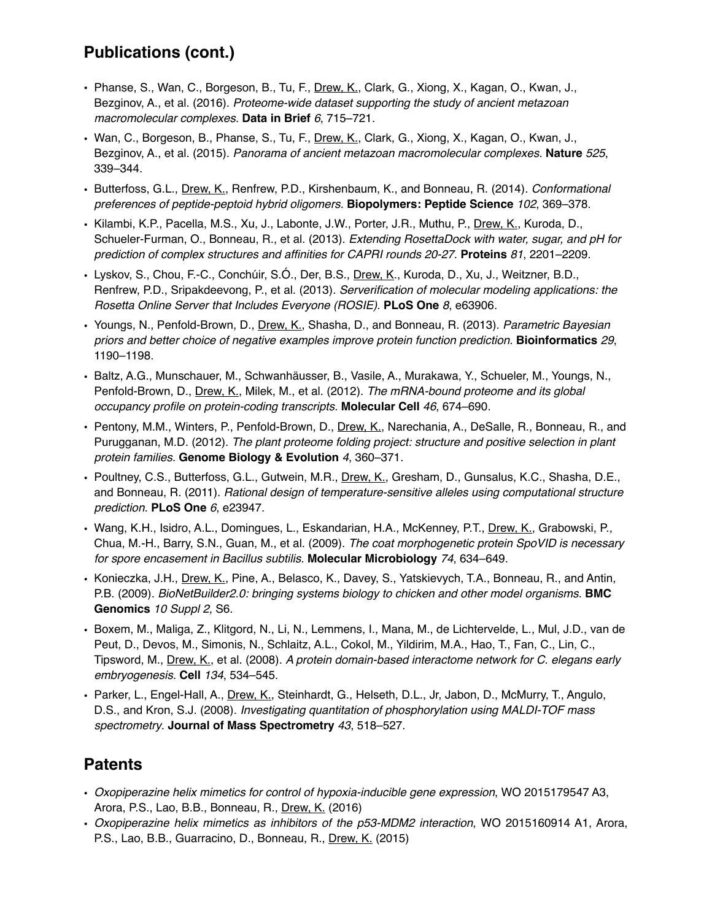## Publications (cont.)

- Phanse, S., Wan, C., Borgeson, B., Tu, F., Drew, K., Clark, G., Xiong, X., Kagan, O., Kwan, J., Bezginov, A., et al. (2016). *Proteome-wide dataset supporting the study of ancient metazoan macromolecular complexes.* **Data in Brief** *6*, 715–721.
- Wan, C., Borgeson, B., Phanse, S., Tu, F., Drew, K., Clark, G., Xiong, X., Kagan, O., Kwan, J., Bezginov, A., et al. (2015). *Panorama of ancient metazoan macromolecular complexes.* **Nature** *525*, 339–344.
- Butterfoss, G.L., Drew, K., Renfrew, P.D., Kirshenbaum, K., and Bonneau, R. (2014). *Conformational preferences of peptide-peptoid hybrid oligomers.* **Biopolymers: Peptide Science** *102*, 369–378.
- Kilambi, K.P., Pacella, M.S., Xu, J., Labonte, J.W., Porter, J.R., Muthu, P., Drew, K., Kuroda, D., Schueler-Furman, O., Bonneau, R., et al. (2013). *Extending RosettaDock with water, sugar, and pH for prediction of complex structures and affinities for CAPRI rounds 20-27.* **Proteins** *81*, 2201–2209.
- Lyskov, S., Chou, F.-C., Conchúir, S.Ó., Der, B.S., Drew, K., Kuroda, D., Xu, J., Weitzner, B.D., Renfrew, P.D., Sripakdeevong, P., et al. (2013). *Serverification of molecular modeling applications: the Rosetta Online Server that Includes Everyone (ROSIE).* **PLoS One** *8*, e63906.
- Youngs, N., Penfold-Brown, D., Drew, K., Shasha, D., and Bonneau, R. (2013). *Parametric Bayesian priors and better choice of negative examples improve protein function prediction.* **Bioinformatics** *29*, 1190–1198.
- Baltz, A.G., Munschauer, M., Schwanhäusser, B., Vasile, A., Murakawa, Y., Schueler, M., Youngs, N., Penfold-Brown, D., Drew, K., Milek, M., et al. (2012). *The mRNA-bound proteome and its global occupancy profile on protein-coding transcripts.* **Molecular Cell** *46*, 674–690.
- Pentony, M.M., Winters, P., Penfold-Brown, D., Drew, K., Narechania, A., DeSalle, R., Bonneau, R., and Purugganan, M.D. (2012). *The plant proteome folding project: structure and positive selection in plant protein families.* **Genome Biology & Evolution** *4*, 360–371.
- Poultney, C.S., Butterfoss, G.L., Gutwein, M.R., Drew, K., Gresham, D., Gunsalus, K.C., Shasha, D.E., and Bonneau, R. (2011). *Rational design of temperature-sensitive alleles using computational structure prediction.* **PLoS One** *6*, e23947.
- Wang, K.H., Isidro, A.L., Domingues, L., Eskandarian, H.A., McKenney, P.T., Drew, K., Grabowski, P., Chua, M.-H., Barry, S.N., Guan, M., et al. (2009). *The coat morphogenetic protein SpoVID is necessary for spore encasement in Bacillus subtilis.* **Molecular Microbiology** *74*, 634–649.
- Konieczka, J.H., Drew, K., Pine, A., Belasco, K., Davey, S., Yatskievych, T.A., Bonneau, R., and Antin, P.B. (2009). *BioNetBuilder2.0: bringing systems biology to chicken and other model organisms.* **BMC Genomics** *10 Suppl 2*, S6.
- Boxem, M., Maliga, Z., Klitgord, N., Li, N., Lemmens, I., Mana, M., de Lichtervelde, L., Mul, J.D., van de Peut, D., Devos, M., Simonis, N., Schlaitz, A.L., Cokol, M., Yildirim, M.A., Hao, T., Fan, C., Lin, C., Tipsword, M., Drew, K., et al. (2008). *A protein domain-based interactome network for C. elegans early embryogenesis.* **Cell** *134*, 534–545.
- Parker, L., Engel-Hall, A., Drew, K., Steinhardt, G., Helseth, D.L., Jr, Jabon, D., McMurry, T., Angulo, D.S., and Kron, S.J. (2008). *Investigating quantitation of phosphorylation using MALDI-TOF mass spectrometry.* **Journal of Mass Spectrometry** *43*, 518–527.

## Patents

- *Oxopiperazine helix mimetics for control of hypoxia-inducible gene expression*, WO 2015179547 A3, Arora, P.S., Lao, B.B., Bonneau, R., Drew, K. (2016)
- *Oxopiperazine helix mimetics as inhibitors of the p53-MDM2 interaction*, WO 2015160914 A1, Arora, P.S., Lao, B.B., Guarracino, D., Bonneau, R., Drew, K. (2015)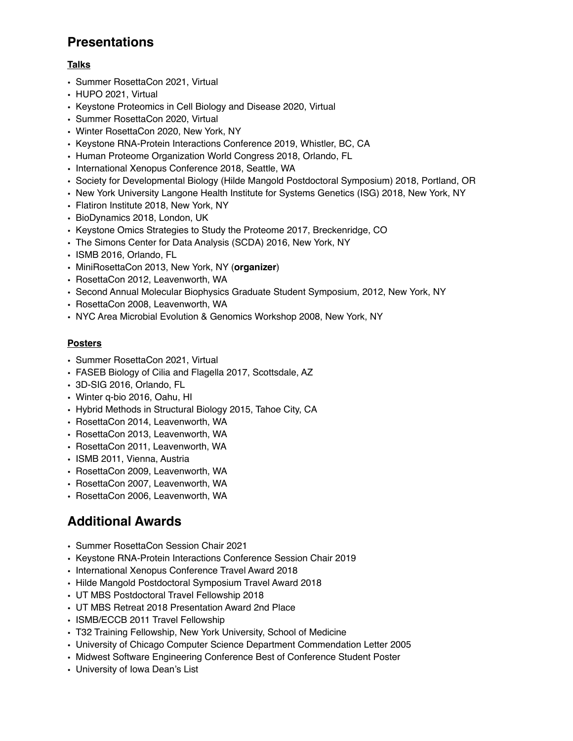## Presentations

### Talks

- Summer RosettaCon 2021, Virtual
- HUPO 2021, Virtual
- Keystone Proteomics in Cell Biology and Disease 2020, Virtual
- Summer RosettaCon 2020, Virtual
- Winter RosettaCon 2020, New York, NY
- Keystone RNA-Protein Interactions Conference 2019, Whistler, BC, CA
- Human Proteome Organization World Congress 2018, Orlando, FL
- International Xenopus Conference 2018, Seattle, WA
- Society for Developmental Biology (Hilde Mangold Postdoctoral Symposium) 2018, Portland, OR
- New York University Langone Health Institute for Systems Genetics (ISG) 2018, New York, NY
- Flatiron Institute 2018, New York, NY
- BioDynamics 2018, London, UK
- Keystone Omics Strategies to Study the Proteome 2017, Breckenridge, CO
- The Simons Center for Data Analysis (SCDA) 2016, New York, NY
- ISMB 2016, Orlando, FL
- MiniRosettaCon 2013, New York, NY (**organizer**)
- RosettaCon 2012, Leavenworth, WA
- Second Annual Molecular Biophysics Graduate Student Symposium, 2012, New York, NY
- RosettaCon 2008, Leavenworth, WA
- NYC Area Microbial Evolution & Genomics Workshop 2008, New York, NY

### Posters

- Summer RosettaCon 2021, Virtual
- FASEB Biology of Cilia and Flagella 2017, Scottsdale, AZ
- 3D-SIG 2016, Orlando, FL
- Winter q-bio 2016, Oahu, HI
- Hybrid Methods in Structural Biology 2015, Tahoe City, CA
- RosettaCon 2014, Leavenworth, WA
- RosettaCon 2013, Leavenworth, WA
- RosettaCon 2011, Leavenworth, WA
- ISMB 2011, Vienna, Austria
- RosettaCon 2009, Leavenworth, WA
- RosettaCon 2007, Leavenworth, WA
- RosettaCon 2006, Leavenworth, WA

## Additional Awards

- Summer RosettaCon Session Chair 2021
- Keystone RNA-Protein Interactions Conference Session Chair 2019
- International Xenopus Conference Travel Award 2018
- Hilde Mangold Postdoctoral Symposium Travel Award 2018
- UT MBS Postdoctoral Travel Fellowship 2018
- UT MBS Retreat 2018 Presentation Award 2nd Place
- ISMB/ECCB 2011 Travel Fellowship
- T32 Training Fellowship, New York University, School of Medicine
- University of Chicago Computer Science Department Commendation Letter 2005
- Midwest Software Engineering Conference Best of Conference Student Poster
- University of Iowa Dean's List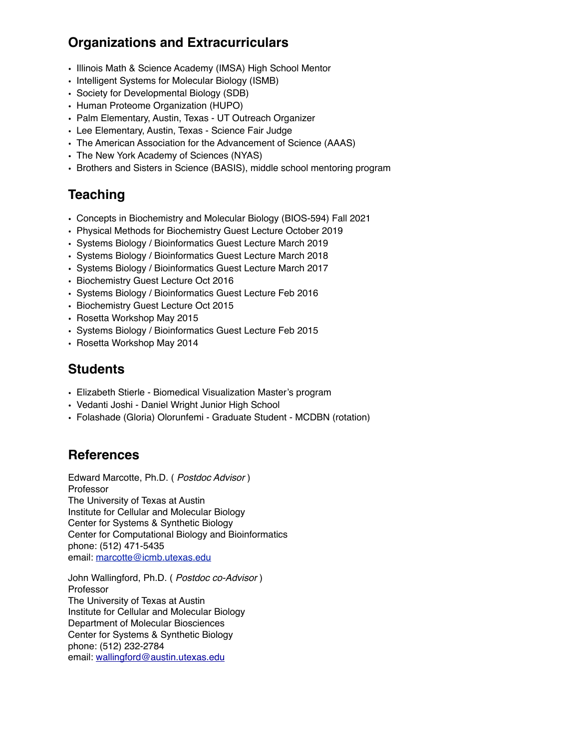## Organizations and Extracurriculars

- Illinois Math & Science Academy (IMSA) High School Mentor
- Intelligent Systems for Molecular Biology (ISMB)
- Society for Developmental Biology (SDB)
- Human Proteome Organization (HUPO)
- Palm Elementary, Austin, Texas - UT Outreach Organizer
- Lee Elementary, Austin, Texas - Science Fair Judge
- The American Association for the Advancement of Science (AAAS)
- The New York Academy of Sciences (NYAS)
- Brothers and Sisters in Science (BASIS), middle school mentoring program

## Teaching

- Concepts in Biochemistry and Molecular Biology (BIOS-594) Fall 2021
- Physical Methods for Biochemistry Guest Lecture October 2019
- Systems Biology / Bioinformatics Guest Lecture March 2019
- Systems Biology / Bioinformatics Guest Lecture March 2018
- Systems Biology / Bioinformatics Guest Lecture March 2017
- Biochemistry Guest Lecture Oct 2016
- Systems Biology / Bioinformatics Guest Lecture Feb 2016
- Biochemistry Guest Lecture Oct 2015
- Rosetta Workshop May 2015
- Systems Biology / Bioinformatics Guest Lecture Feb 2015
- Rosetta Workshop May 2014

## Students

- Elizabeth Stierle - Biomedical Visualization Master's program
- Vedanti Joshi - Daniel Wright Junior High School
- Folashade (Gloria) Olorunfemi - Graduate Student - MCDBN (rotation)

## References

Edward Marcotte, Ph.D. ( *Postdoc Advisor* )
Professor
The University of Texas at Austin
Institute for Cellular and Molecular Biology
Center for Systems & Synthetic Biology
Center for Computational Biology and Bioinformatics
phone: (512) 471-5435
email: marcotte@icmb.utexas.edu

John Wallingford, Ph.D. ( *Postdoc co-Advisor* )
Professor
The University of Texas at Austin
Institute for Cellular and Molecular Biology
Department of Molecular Biosciences
Center for Systems & Synthetic Biology
phone: (512) 232-2784
email: wallingford@austin.utexas.edu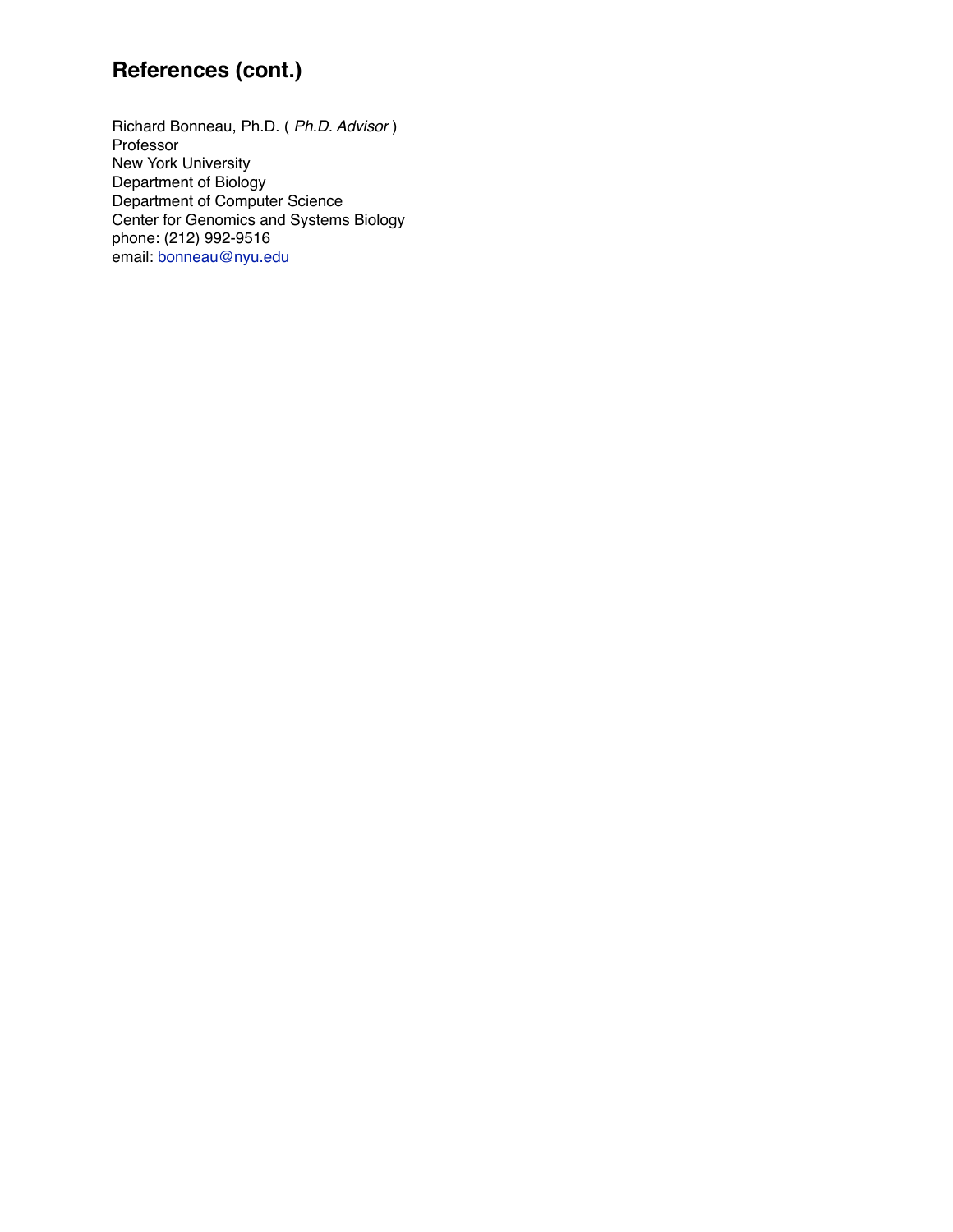## References (cont.)

Richard Bonneau, Ph.D. ( *Ph.D. Advisor* )
Professor
New York University
Department of Biology
Department of Computer Science
Center for Genomics and Systems Biology
phone: (212) 992-9516
email: bonneau@nyu.edu